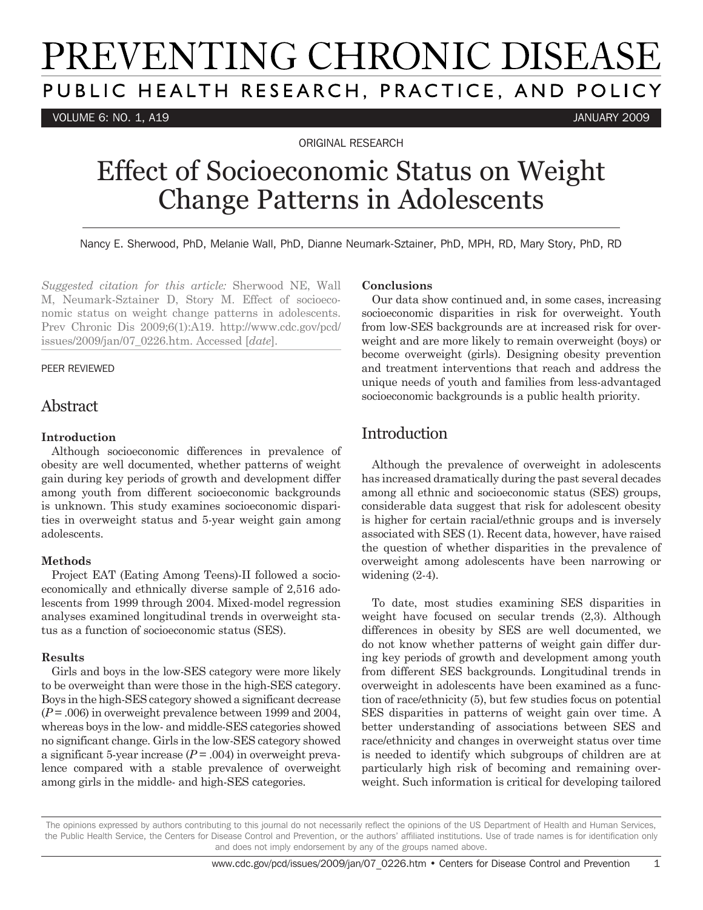# Effect of Socioeconomic Status on Weight Change Patterns in Adolescents

ORIGINAL RESEARCH

Nancy E. Sherwood, PhD, Melanie Wall, PhD, Dianne Neumark-Sztainer, PhD, MPH, RD, Mary Story, PhD, RD

*Suggested citation for this article:* Sherwood NE, Wall M, Neumark-Sztainer D, Story M. Effect of socioeconomic status on weight change patterns in adolescents. Prev Chronic Dis 2009;6(1):A19. http://www.cdc.gov/pcd/issues/2009/jan/07_0226.htm. Accessed [*date*].

PEER REVIEWED

## Abstract

### Introduction

Although socioeconomic differences in prevalence of obesity are well documented, whether patterns of weight gain during key periods of growth and development differ among youth from different socioeconomic backgrounds is unknown. This study examines socioeconomic disparities in overweight status and 5-year weight gain among adolescents.

### Methods

Project EAT (Eating Among Teens)-II followed a socioeconomically and ethnically diverse sample of 2,516 adolescents from 1999 through 2004. Mixed-model regression analyses examined longitudinal trends in overweight status as a function of socioeconomic status (SES).

### Results

Girls and boys in the low-SES category were more likely to be overweight than were those in the high-SES category. Boys in the high-SES category showed a significant decrease ($P = .006$) in overweight prevalence between 1999 and 2004, whereas boys in the low- and middle-SES categories showed no significant change. Girls in the low-SES category showed a significant 5-year increase ($P = .004$) in overweight prevalence compared with a stable prevalence of overweight among girls in the middle- and high-SES categories.

### Conclusions

Our data show continued and, in some cases, increasing socioeconomic disparities in risk for overweight. Youth from low-SES backgrounds are at increased risk for overweight and are more likely to remain overweight (boys) or become overweight (girls). Designing obesity prevention and treatment interventions that reach and address the unique needs of youth and families from less-advantaged socioeconomic backgrounds is a public health priority.

## Introduction

Although the prevalence of overweight in adolescents has increased dramatically during the past several decades among all ethnic and socioeconomic status (SES) groups, considerable data suggest that risk for adolescent obesity is higher for certain racial/ethnic groups and is inversely associated with SES (1). Recent data, however, have raised the question of whether disparities in the prevalence of overweight among adolescents have been narrowing or widening (2-4).

To date, most studies examining SES disparities in weight have focused on secular trends (2,3). Although differences in obesity by SES are well documented, we do not know whether patterns of weight gain differ during key periods of growth and development among youth from different SES backgrounds. Longitudinal trends in overweight in adolescents have been examined as a function of race/ethnicity (5), but few studies focus on potential SES disparities in patterns of weight gain over time. A better understanding of associations between SES and race/ethnicity and changes in overweight status over time is needed to identify which subgroups of children are at particularly high risk of becoming and remaining overweight. Such information is critical for developing tailored

The opinions expressed by authors contributing to this journal do not necessarily reflect the opinions of the US Department of Health and Human Services, the Public Health Service, the Centers for Disease Control and Prevention, or the authors' affiliated institutions. Use of trade names is for identification only and does not imply endorsement by any of the groups named above.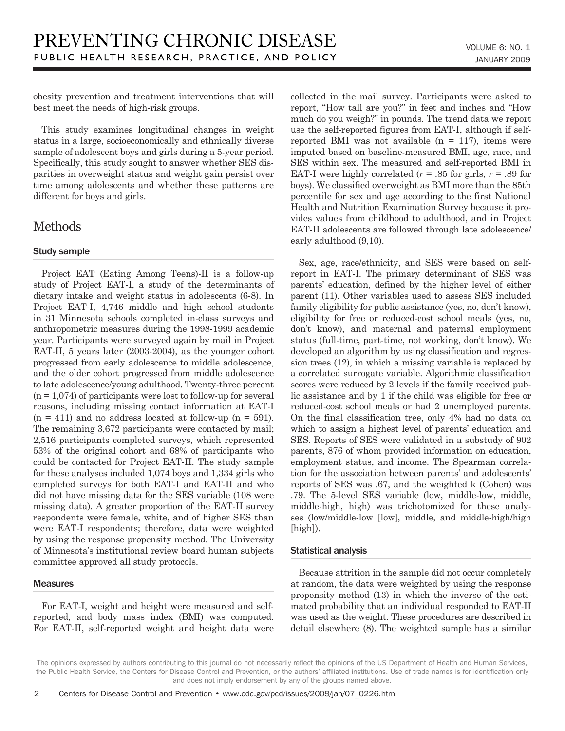obesity prevention and treatment interventions that will best meet the needs of high-risk groups.

This study examines longitudinal changes in weight status in a large, socioeconomically and ethnically diverse sample of adolescent boys and girls during a 5-year period. Specifically, this study sought to answer whether SES disparities in overweight status and weight gain persist over time among adolescents and whether these patterns are different for boys and girls.

## Methods

### Study sample

Project EAT (Eating Among Teens)-II is a follow-up study of Project EAT-I, a study of the determinants of dietary intake and weight status in adolescents (6-8). In Project EAT-I, 4,746 middle and high school students in 31 Minnesota schools completed in-class surveys and anthropometric measures during the 1998-1999 academic year. Participants were surveyed again by mail in Project EAT-II, 5 years later (2003-2004), as the younger cohort progressed from early adolescence to middle adolescence, and the older cohort progressed from middle adolescence to late adolescence/young adulthood. Twenty-three percent (n = 1,074) of participants were lost to follow-up for several reasons, including missing contact information at EAT-I (n = 411) and no address located at follow-up (n = 591). The remaining 3,672 participants were contacted by mail; 2,516 participants completed surveys, which represented 53% of the original cohort and 68% of participants who could be contacted for Project EAT-II. The study sample for these analyses included 1,074 boys and 1,334 girls who completed surveys for both EAT-I and EAT-II and who did not have missing data for the SES variable (108 were missing data). A greater proportion of the EAT-II survey respondents were female, white, and of higher SES than were EAT-I respondents; therefore, data were weighted by using the response propensity method. The University of Minnesota's institutional review board human subjects committee approved all study protocols.

### Measures

For EAT-I, weight and height were measured and self-reported, and body mass index (BMI) was computed. For EAT-II, self-reported weight and height data were collected in the mail survey. Participants were asked to report, "How tall are you?" in feet and inches and "How much do you weigh?" in pounds. The trend data we report use the self-reported figures from EAT-I, although if self-reported BMI was not available (n = 117), items were imputed based on baseline-measured BMI, age, race, and SES within sex. The measured and self-reported BMI in EAT-I were highly correlated ($r$ = .85 for girls, $r$ = .89 for boys). We classified overweight as BMI more than the 85th percentile for sex and age according to the first National Health and Nutrition Examination Survey because it provides values from childhood to adulthood, and in Project EAT-II adolescents are followed through late adolescence/early adulthood (9,10).

Sex, age, race/ethnicity, and SES were based on self-report in EAT-I. The primary determinant of SES was parents' education, defined by the higher level of either parent (11). Other variables used to assess SES included family eligibility for public assistance (yes, no, don't know), eligibility for free or reduced-cost school meals (yes, no, don't know), and maternal and paternal employment status (full-time, part-time, not working, don't know). We developed an algorithm by using classification and regression trees (12), in which a missing variable is replaced by a correlated surrogate variable. Algorithmic classification scores were reduced by 2 levels if the family received public assistance and by 1 if the child was eligible for free or reduced-cost school meals or had 2 unemployed parents. On the final classification tree, only 4% had no data on which to assign a highest level of parents' education and SES. Reports of SES were validated in a substudy of 902 parents, 876 of whom provided information on education, employment status, and income. The Spearman correlation for the association between parents' and adolescents' reports of SES was .67, and the weighted k (Cohen) was .79. The 5-level SES variable (low, middle-low, middle, middle-high, high) was trichotomized for these analyses (low/middle-low [low], middle, and middle-high/high [high]).

### Statistical analysis

Because attrition in the sample did not occur completely at random, the data were weighted by using the response propensity method (13) in which the inverse of the estimated probability that an individual responded to EAT-II was used as the weight. These procedures are described in detail elsewhere (8). The weighted sample has a similar

The opinions expressed by authors contributing to this journal do not necessarily reflect the opinions of the US Department of Health and Human Services, the Public Health Service, the Centers for Disease Control and Prevention, or the authors' affiliated institutions. Use of trade names is for identification only and does not imply endorsement by any of the groups named above.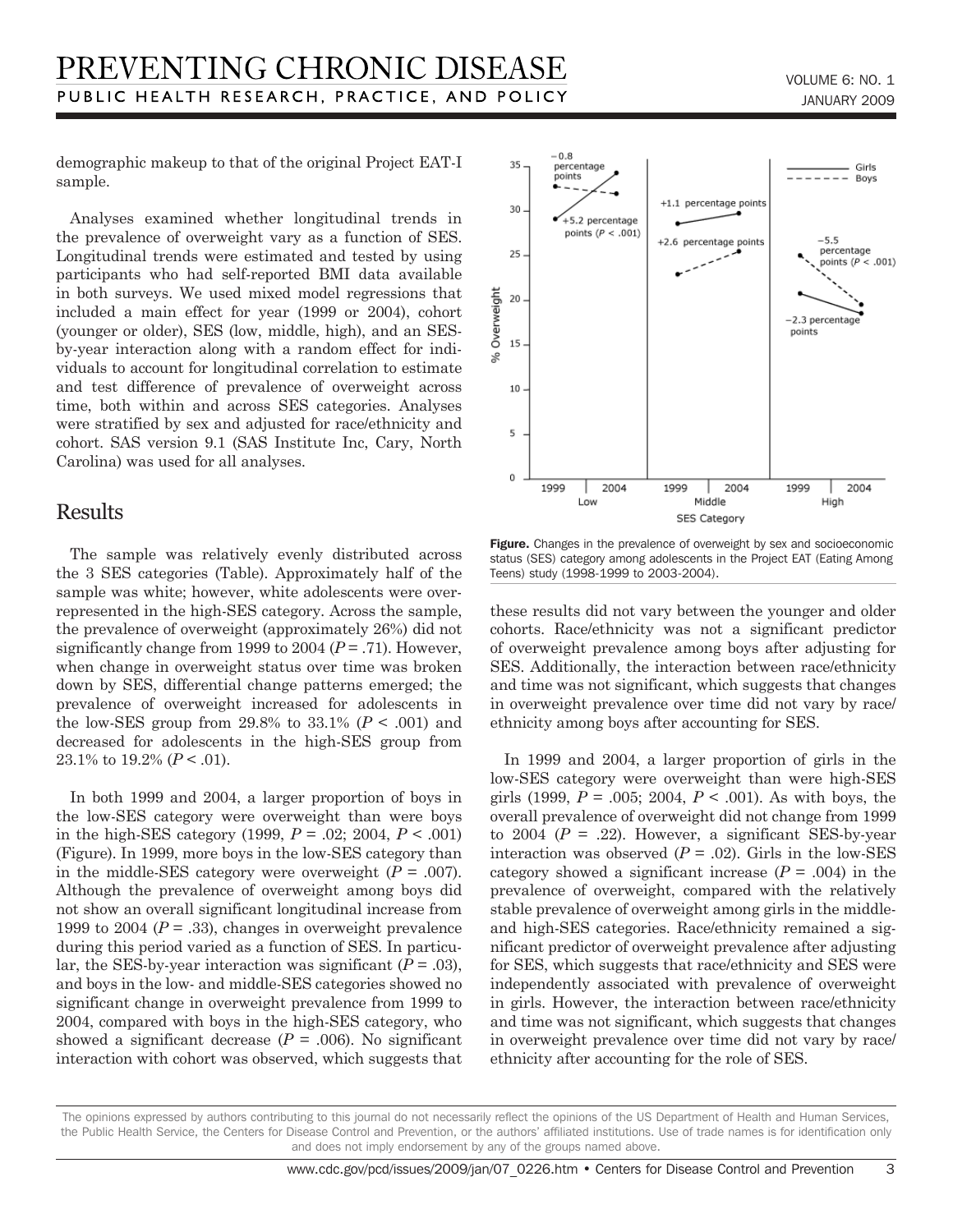demographic makeup to that of the original Project EAT-I sample.

Analyses examined whether longitudinal trends in the prevalence of overweight vary as a function of SES. Longitudinal trends were estimated and tested by using participants who had self-reported BMI data available in both surveys. We used mixed model regressions that included a main effect for year (1999 or 2004), cohort (younger or older), SES (low, middle, high), and an SES-by-year interaction along with a random effect for individuals to account for longitudinal correlation to estimate and test difference of prevalence of overweight across time, both within and across SES categories. Analyses were stratified by sex and adjusted for race/ethnicity and cohort. SAS version 9.1 (SAS Institute Inc, Cary, North Carolina) was used for all analyses.

## Results

The sample was relatively evenly distributed across the 3 SES categories (Table). Approximately half of the sample was white; however, white adolescents were overrepresented in the high-SES category. Across the sample, the prevalence of overweight (approximately 26%) did not significantly change from 1999 to 2004 ($P = .71$). However, when change in overweight status over time was broken down by SES, differential change patterns emerged; the prevalence of overweight increased for adolescents in the low-SES group from 29.8% to 33.1% ($P < .001$) and decreased for adolescents in the high-SES group from 23.1% to 19.2% ($P < .01$).

In both 1999 and 2004, a larger proportion of boys in the low-SES category were overweight than were boys in the high-SES category (1999, $P = .02$; 2004, $P < .001$) (Figure). In 1999, more boys in the low-SES category than in the middle-SES category were overweight ($P = .007$). Although the prevalence of overweight among boys did not show an overall significant longitudinal increase from 1999 to 2004 ($P = .33$), changes in overweight prevalence during this period varied as a function of SES. In particular, the SES-by-year interaction was significant ($P = .03$), and boys in the low- and middle-SES categories showed no significant change in overweight prevalence from 1999 to 2004, compared with boys in the high-SES category, who showed a significant decrease ($P = .006$). No significant interaction with cohort was observed, which suggests that these results did not vary between the younger and older cohorts. Race/ethnicity was not a significant predictor of overweight prevalence among boys after adjusting for SES. Additionally, the interaction between race/ethnicity and time was not significant, which suggests that changes in overweight prevalence over time did not vary by race/ethnicity among boys after accounting for SES.

In 1999 and 2004, a larger proportion of girls in the low-SES category were overweight than were high-SES girls (1999, $P = .005$; 2004, $P < .001$). As with boys, the overall prevalence of overweight did not change from 1999 to 2004 ($P = .22$). However, a significant SES-by-year interaction was observed ($P = .02$). Girls in the low-SES category showed a significant increase ($P = .004$) in the prevalence of overweight, compared with the relatively stable prevalence of overweight among girls in the middle- and high-SES categories. Race/ethnicity remained a significant predictor of overweight prevalence after adjusting for SES, which suggests that race/ethnicity and SES were independently associated with prevalence of overweight in girls. However, the interaction between race/ethnicity and time was not significant, which suggests that changes in overweight prevalence over time did not vary by race/ethnicity after accounting for the role of SES.

**Figure.** Changes in the prevalence of overweight by sex and socioeconomic status (SES) category among adolescents in the Project EAT (Eating Among Teens) study (1998-1999 to 2003-2004).

The opinions expressed by authors contributing to this journal do not necessarily reflect the opinions of the US Department of Health and Human Services, the Public Health Service, the Centers for Disease Control and Prevention, or the authors' affiliated institutions. Use of trade names is for identification only and does not imply endorsement by any of the groups named above.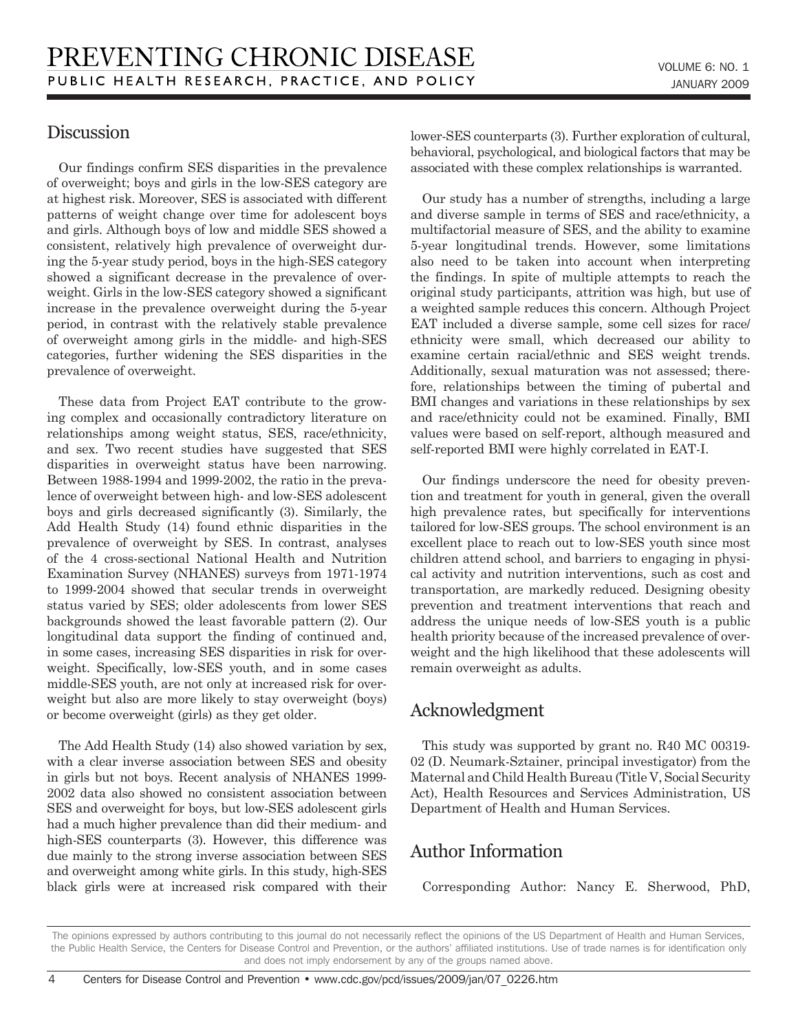## Discussion

Our findings confirm SES disparities in the prevalence of overweight; boys and girls in the low-SES category are at highest risk. Moreover, SES is associated with different patterns of weight change over time for adolescent boys and girls. Although boys of low and middle SES showed a consistent, relatively high prevalence of overweight during the 5-year study period, boys in the high-SES category showed a significant decrease in the prevalence of overweight. Girls in the low-SES category showed a significant increase in the prevalence overweight during the 5-year period, in contrast with the relatively stable prevalence of overweight among girls in the middle- and high-SES categories, further widening the SES disparities in the prevalence of overweight.

These data from Project EAT contribute to the growing complex and occasionally contradictory literature on relationships among weight status, SES, race/ethnicity, and sex. Two recent studies have suggested that SES disparities in overweight status have been narrowing. Between 1988-1994 and 1999-2002, the ratio in the prevalence of overweight between high- and low-SES adolescent boys and girls decreased significantly (3). Similarly, the Add Health Study (14) found ethnic disparities in the prevalence of overweight by SES. In contrast, analyses of the 4 cross-sectional National Health and Nutrition Examination Survey (NHANES) surveys from 1971-1974 to 1999-2004 showed that secular trends in overweight status varied by SES; older adolescents from lower SES backgrounds showed the least favorable pattern (2). Our longitudinal data support the finding of continued and, in some cases, increasing SES disparities in risk for overweight. Specifically, low-SES youth, and in some cases middle-SES youth, are not only at increased risk for overweight but also are more likely to stay overweight (boys) or become overweight (girls) as they get older.

The Add Health Study (14) also showed variation by sex, with a clear inverse association between SES and obesity in girls but not boys. Recent analysis of NHANES 1999-2002 data also showed no consistent association between SES and overweight for boys, but low-SES adolescent girls had a much higher prevalence than did their medium- and high-SES counterparts (3). However, this difference was due mainly to the strong inverse association between SES and overweight among white girls. In this study, high-SES black girls were at increased risk compared with their lower-SES counterparts (3). Further exploration of cultural, behavioral, psychological, and biological factors that may be associated with these complex relationships is warranted.

Our study has a number of strengths, including a large and diverse sample in terms of SES and race/ethnicity, a multifactorial measure of SES, and the ability to examine 5-year longitudinal trends. However, some limitations also need to be taken into account when interpreting the findings. In spite of multiple attempts to reach the original study participants, attrition was high, but use of a weighted sample reduces this concern. Although Project EAT included a diverse sample, some cell sizes for race/ethnicity were small, which decreased our ability to examine certain racial/ethnic and SES weight trends. Additionally, sexual maturation was not assessed; therefore, relationships between the timing of pubertal and BMI changes and variations in these relationships by sex and race/ethnicity could not be examined. Finally, BMI values were based on self-report, although measured and self-reported BMI were highly correlated in EAT-I.

Our findings underscore the need for obesity prevention and treatment for youth in general, given the overall high prevalence rates, but specifically for interventions tailored for low-SES groups. The school environment is an excellent place to reach out to low-SES youth since most children attend school, and barriers to engaging in physical activity and nutrition interventions, such as cost and transportation, are markedly reduced. Designing obesity prevention and treatment interventions that reach and address the unique needs of low-SES youth is a public health priority because of the increased prevalence of overweight and the high likelihood that these adolescents will remain overweight as adults.

## Acknowledgment

This study was supported by grant no. R40 MC 00319-02 (D. Neumark-Sztainer, principal investigator) from the Maternal and Child Health Bureau (Title V, Social Security Act), Health Resources and Services Administration, US Department of Health and Human Services.

## Author Information

Corresponding Author: Nancy E. Sherwood, PhD,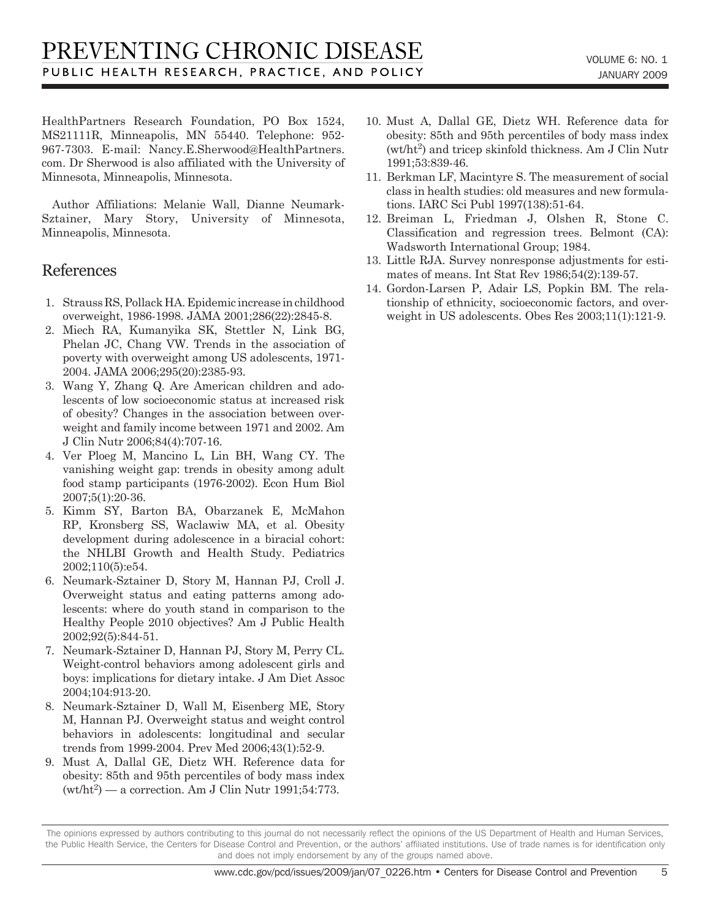HealthPartners Research Foundation, PO Box 1524, MS21111R, Minneapolis, MN 55440. Telephone: 952-967-7303. E-mail: Nancy.E.Sherwood@HealthPartners.com. Dr Sherwood is also affiliated with the University of Minnesota, Minneapolis, Minnesota.

Author Affiliations: Melanie Wall, Dianne Neumark-Sztainer, Mary Story, University of Minnesota, Minneapolis, Minnesota.

## References

1. Strauss RS, Pollack HA. Epidemic increase in childhood overweight, 1986-1998. JAMA 2001;286(22):2845-8.
2. Miech RA, Kumanyika SK, Stettler N, Link BG, Phelan JC, Chang VW. Trends in the association of poverty with overweight among US adolescents, 1971-2004. JAMA 2006;295(20):2385-93.
3. Wang Y, Zhang Q. Are American children and adolescents of low socioeconomic status at increased risk of obesity? Changes in the association between overweight and family income between 1971 and 2002. Am J Clin Nutr 2006;84(4):707-16.
4. Ver Ploeg M, Mancino L, Lin BH, Wang CY. The vanishing weight gap: trends in obesity among adult food stamp participants (1976-2002). Econ Hum Biol 2007;5(1):20-36.
5. Kimm SY, Barton BA, Obarzanek E, McMahon RP, Kronsberg SS, Waclawiw MA, et al. Obesity development during adolescence in a biracial cohort: the NHLBI Growth and Health Study. Pediatrics 2002;110(5):e54.
6. Neumark-Sztainer D, Story M, Hannan PJ, Croll J. Overweight status and eating patterns among adolescents: where do youth stand in comparison to the Healthy People 2010 objectives? Am J Public Health 2002;92(5):844-51.
7. Neumark-Sztainer D, Hannan PJ, Story M, Perry CL. Weight-control behaviors among adolescent girls and boys: implications for dietary intake. J Am Diet Assoc 2004;104:913-20.
8. Neumark-Sztainer D, Wall M, Eisenberg ME, Story M, Hannan PJ. Overweight status and weight control behaviors in adolescents: longitudinal and secular trends from 1999-2004. Prev Med 2006;43(1):52-9.
9. Must A, Dallal GE, Dietz WH. Reference data for obesity: 85th and 95th percentiles of body mass index ($wt/ht^2$) — a correction. Am J Clin Nutr 1991;54:773.
10. Must A, Dallal GE, Dietz WH. Reference data for obesity: 85th and 95th percentiles of body mass index ($wt/ht^2$) and tricep skinfold thickness. Am J Clin Nutr 1991;53:839-46.
11. Berkman LF, Macintyre S. The measurement of social class in health studies: old measures and new formulations. IARC Sci Publ 1997(138):51-64.
12. Breiman L, Friedman J, Olshen R, Stone C. Classification and regression trees. Belmont (CA): Wadsworth International Group; 1984.
13. Little RJA. Survey nonresponse adjustments for estimates of means. Int Stat Rev 1986;54(2):139-57.
14. Gordon-Larsen P, Adair LS, Popkin BM. The relationship of ethnicity, socioeconomic factors, and overweight in US adolescents. Obes Res 2003;11(1):121-9.

The opinions expressed by authors contributing to this journal do not necessarily reflect the opinions of the US Department of Health and Human Services, the Public Health Service, the Centers for Disease Control and Prevention, or the authors' affiliated institutions. Use of trade names is for identification only and does not imply endorsement by any of the groups named above.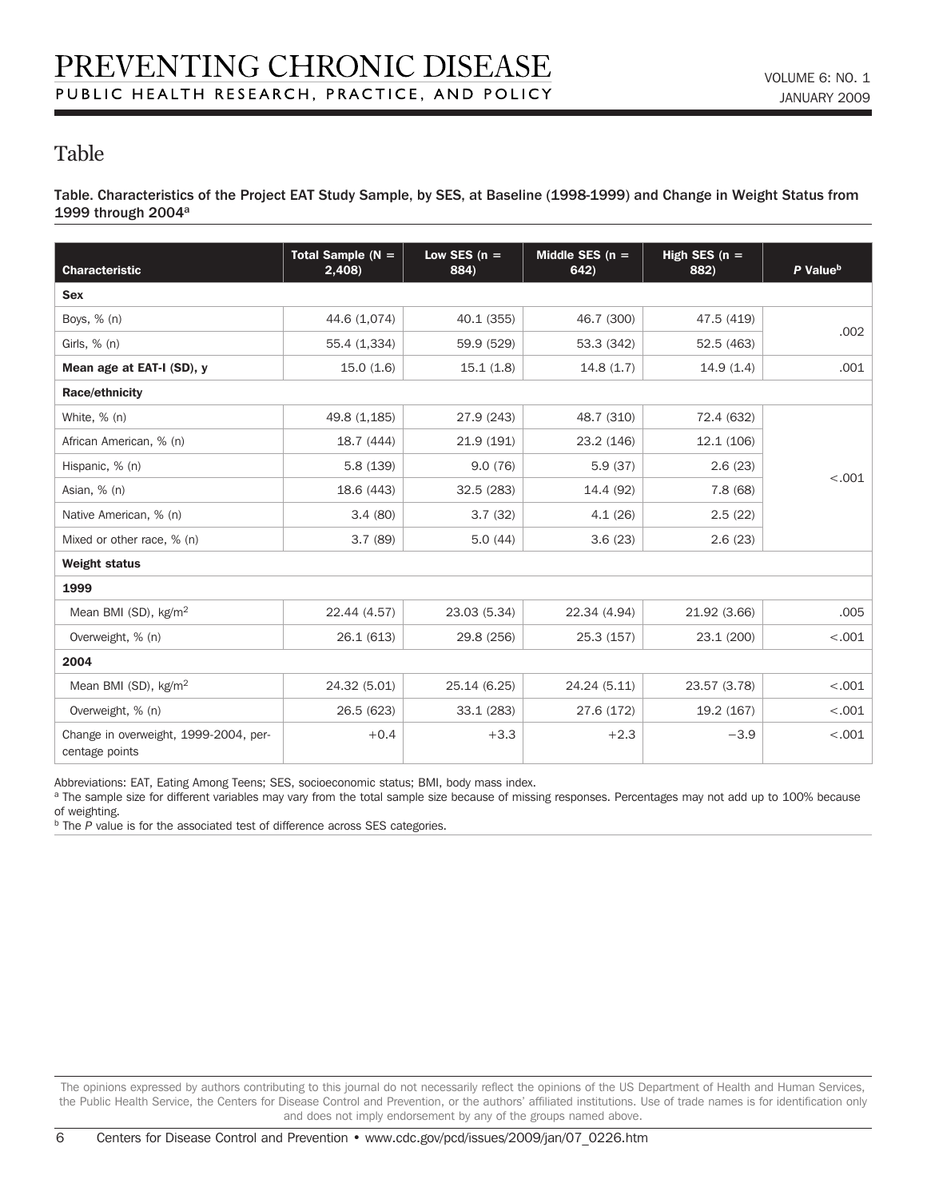## Table

**Table. Characteristics of the Project EAT Study Sample, by SES, at Baseline (1998-1999) and Change in Weight Status from 1999 through 2004[a]**

| Characteristic | Total Sample (N = 2,408) | Low SES (n = 884) | Middle SES (n = 642) | High SES (n = 882) | *P* Value[b] |
|---|---|---|---|---|---|
| **Sex** | | | | | |
| Boys, % (n) | 44.6 (1,074) | 40.1 (355) | 46.7 (300) | 47.5 (419) | .002 |
| Girls, % (n) | 55.4 (1,334) | 59.9 (529) | 53.3 (342) | 52.5 (463) | |
| **Mean age at EAT-I (SD), y** | 15.0 (1.6) | 15.1 (1.8) | 14.8 (1.7) | 14.9 (1.4) | .001 |
| **Race/ethnicity** | | | | | |
| White, % (n) | 49.8 (1,185) | 27.9 (243) | 48.7 (310) | 72.4 (632) | <.001 |
| African American, % (n) | 18.7 (444) | 21.9 (191) | 23.2 (146) | 12.1 (106) | |
| Hispanic, % (n) | 5.8 (139) | 9.0 (76) | 5.9 (37) | 2.6 (23) | |
| Asian, % (n) | 18.6 (443) | 32.5 (283) | 14.4 (92) | 7.8 (68) | |
| Native American, % (n) | 3.4 (80) | 3.7 (32) | 4.1 (26) | 2.5 (22) | |
| Mixed or other race, % (n) | 3.7 (89) | 5.0 (44) | 3.6 (23) | 2.6 (23) | |
| **Weight status** | | | | | |
| **1999** | | | | | |
| Mean BMI (SD), kg/m$^2$ | 22.44 (4.57) | 23.03 (5.34) | 22.34 (4.94) | 21.92 (3.66) | .005 |
| Overweight, % (n) | 26.1 (613) | 29.8 (256) | 25.3 (157) | 23.1 (200) | <.001 |
| **2004** | | | | | |
| Mean BMI (SD), kg/m$^2$ | 24.32 (5.01) | 25.14 (6.25) | 24.24 (5.11) | 23.57 (3.78) | <.001 |
| Overweight, % (n) | 26.5 (623) | 33.1 (283) | 27.6 (172) | 19.2 (167) | <.001 |
| Change in overweight, 1999-2004, percentage points | +0.4 | +3.3 | +2.3 | −3.9 | <.001 |

Abbreviations: EAT, Eating Among Teens; SES, socioeconomic status; BMI, body mass index.

[a] The sample size for different variables may vary from the total sample size because of missing responses. Percentages may not add up to 100% because of weighting.

[b] The *P* value is for the associated test of difference across SES categories.

The opinions expressed by authors contributing to this journal do not necessarily reflect the opinions of the US Department of Health and Human Services, the Public Health Service, the Centers for Disease Control and Prevention, or the authors' affiliated institutions. Use of trade names is for identification only and does not imply endorsement by any of the groups named above.